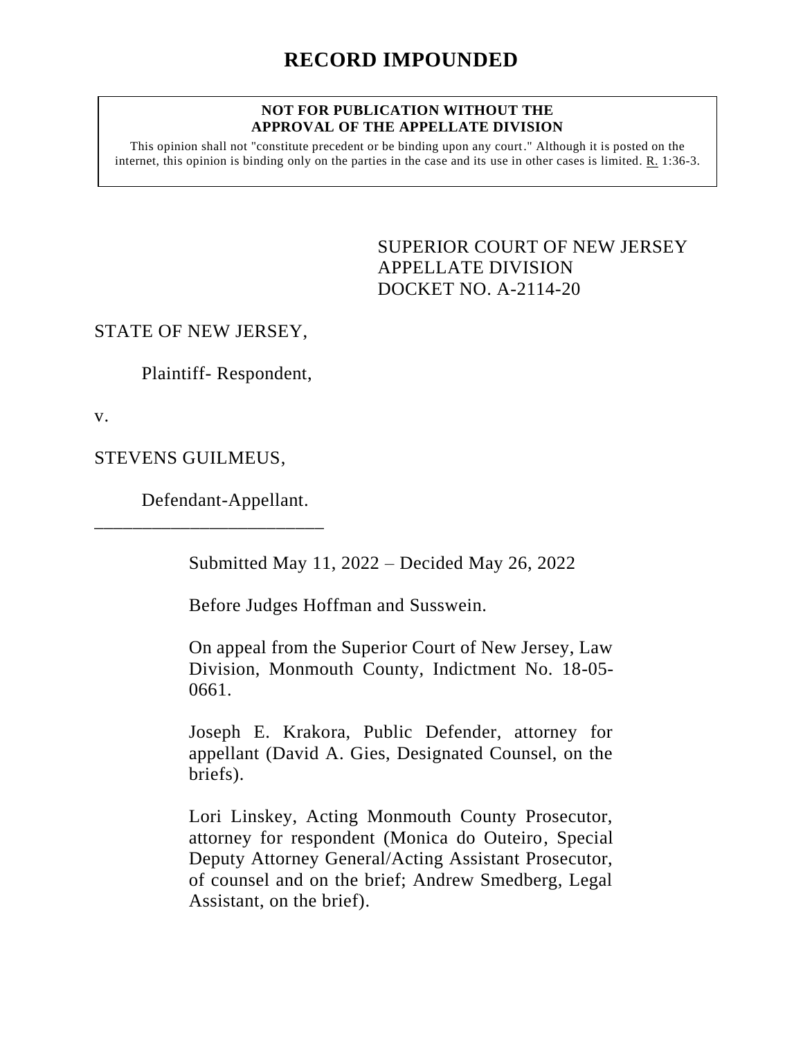# RECORD IMPOUNDED

**NOT FOR PUBLICATION WITHOUT THE APPROVAL OF THE APPELLATE DIVISION**

This opinion shall not "constitute precedent or be binding upon any court." Although it is posted on the internet, this opinion is binding only on the parties in the case and its use in other cases is limited. R. 1:36-3.

SUPERIOR COURT OF NEW JERSEY
APPELLATE DIVISION
DOCKET NO. A-2114-20

STATE OF NEW JERSEY,

Plaintiff- Respondent,

v.

STEVENS GUILMEUS,

Defendant-Appellant.

\_\_\_\_\_\_\_\_\_\_\_\_\_\_\_\_\_\_\_\_\_\_\_\_\_\_

Submitted May 11, 2022 – Decided May 26, 2022

Before Judges Hoffman and Susswein.

On appeal from the Superior Court of New Jersey, Law Division, Monmouth County, Indictment No. 18-05-0661.

Joseph E. Krakora, Public Defender, attorney for appellant (David A. Gies, Designated Counsel, on the briefs).

Lori Linskey, Acting Monmouth County Prosecutor, attorney for respondent (Monica do Outeiro, Special Deputy Attorney General/Acting Assistant Prosecutor, of counsel and on the brief; Andrew Smedberg, Legal Assistant, on the brief).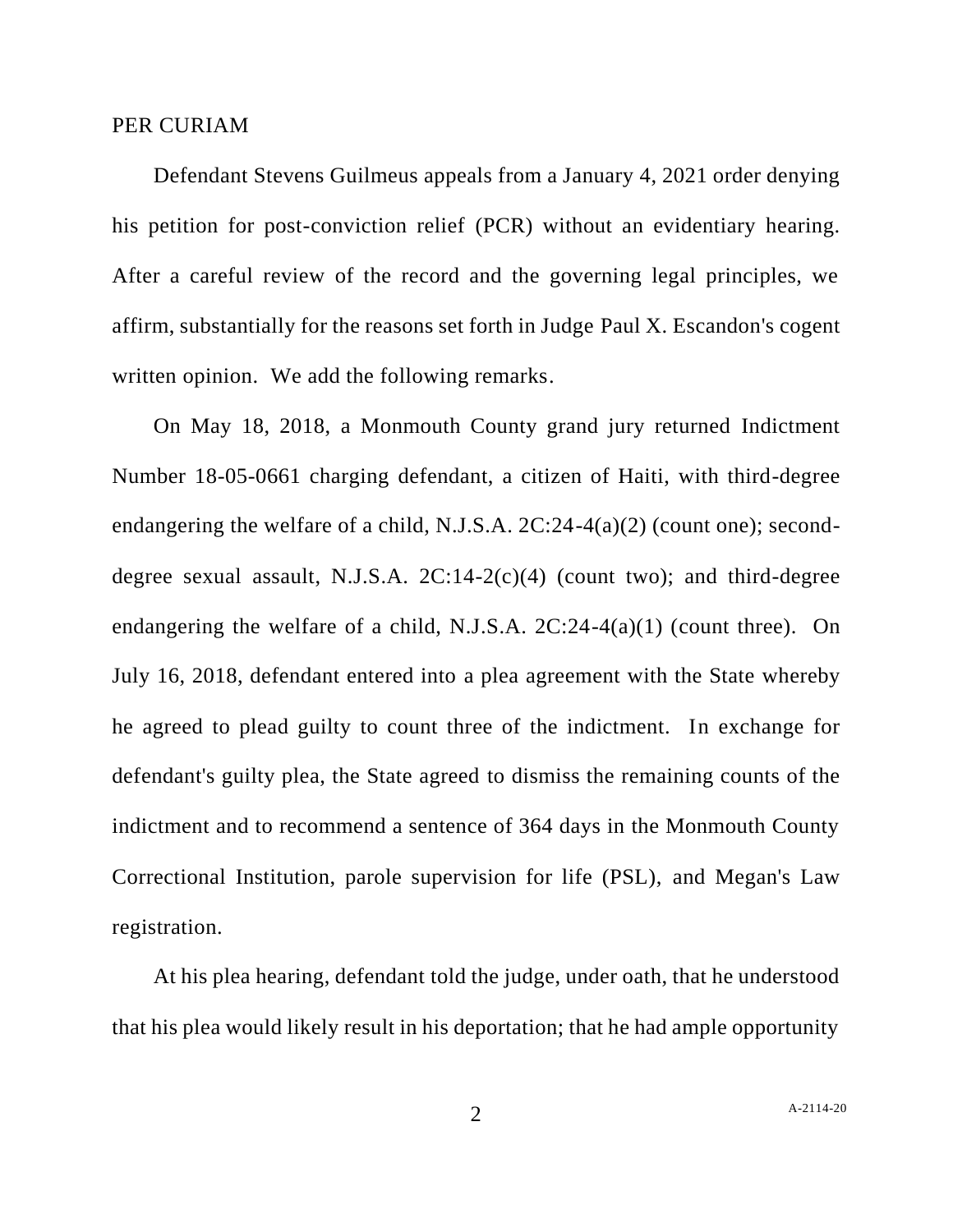PER CURIAM

Defendant Stevens Guilmeus appeals from a January 4, 2021 order denying his petition for post-conviction relief (PCR) without an evidentiary hearing. After a careful review of the record and the governing legal principles, we affirm, substantially for the reasons set forth in Judge Paul X. Escandon's cogent written opinion. We add the following remarks.

On May 18, 2018, a Monmouth County grand jury returned Indictment Number 18-05-0661 charging defendant, a citizen of Haiti, with third-degree endangering the welfare of a child, N.J.S.A. 2C:24-4(a)(2) (count one); second-degree sexual assault, N.J.S.A. 2C:14-2(c)(4) (count two); and third-degree endangering the welfare of a child, N.J.S.A. 2C:24-4(a)(1) (count three). On July 16, 2018, defendant entered into a plea agreement with the State whereby he agreed to plead guilty to count three of the indictment. In exchange for defendant's guilty plea, the State agreed to dismiss the remaining counts of the indictment and to recommend a sentence of 364 days in the Monmouth County Correctional Institution, parole supervision for life (PSL), and Megan's Law registration.

At his plea hearing, defendant told the judge, under oath, that he understood that his plea would likely result in his deportation; that he had ample opportunity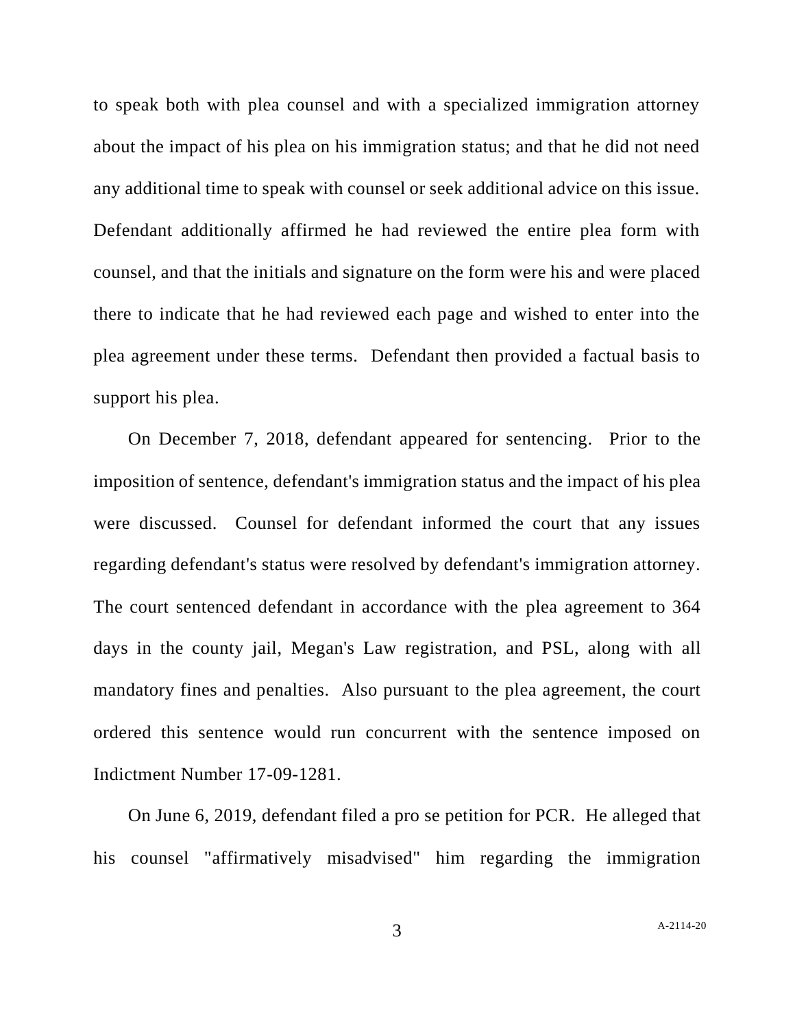to speak both with plea counsel and with a specialized immigration attorney about the impact of his plea on his immigration status; and that he did not need any additional time to speak with counsel or seek additional advice on this issue. Defendant additionally affirmed he had reviewed the entire plea form with counsel, and that the initials and signature on the form were his and were placed there to indicate that he had reviewed each page and wished to enter into the plea agreement under these terms. Defendant then provided a factual basis to support his plea.

On December 7, 2018, defendant appeared for sentencing. Prior to the imposition of sentence, defendant's immigration status and the impact of his plea were discussed. Counsel for defendant informed the court that any issues regarding defendant's status were resolved by defendant's immigration attorney. The court sentenced defendant in accordance with the plea agreement to 364 days in the county jail, Megan's Law registration, and PSL, along with all mandatory fines and penalties. Also pursuant to the plea agreement, the court ordered this sentence would run concurrent with the sentence imposed on Indictment Number 17-09-1281.

On June 6, 2019, defendant filed a pro se petition for PCR. He alleged that his counsel "affirmatively misadvised" him regarding the immigration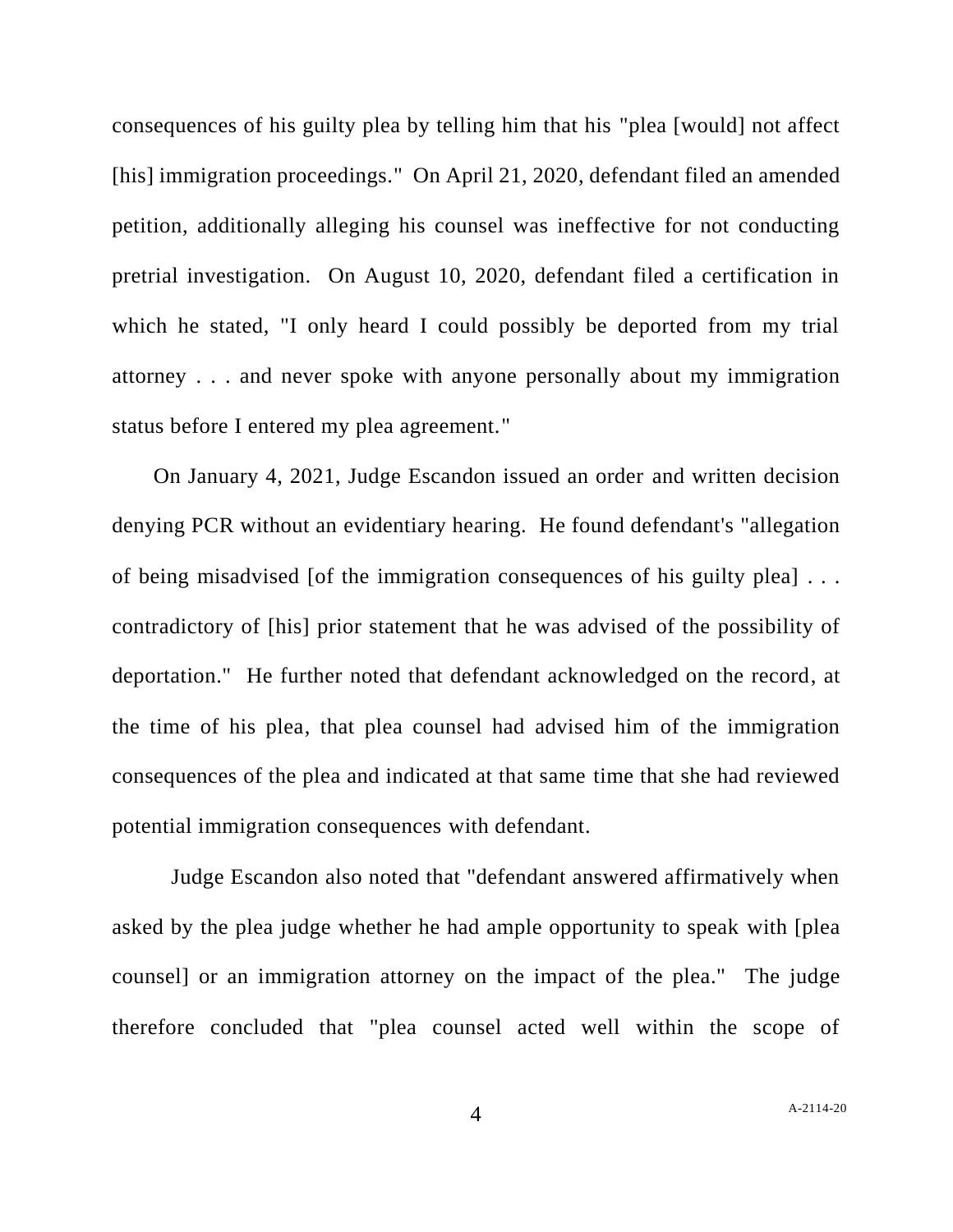consequences of his guilty plea by telling him that his "plea [would] not affect [his] immigration proceedings." On April 21, 2020, defendant filed an amended petition, additionally alleging his counsel was ineffective for not conducting pretrial investigation. On August 10, 2020, defendant filed a certification in which he stated, "I only heard I could possibly be deported from my trial attorney . . . and never spoke with anyone personally about my immigration status before I entered my plea agreement."

On January 4, 2021, Judge Escandon issued an order and written decision denying PCR without an evidentiary hearing. He found defendant's "allegation of being misadvised [of the immigration consequences of his guilty plea] . . . contradictory of [his] prior statement that he was advised of the possibility of deportation." He further noted that defendant acknowledged on the record, at the time of his plea, that plea counsel had advised him of the immigration consequences of the plea and indicated at that same time that she had reviewed potential immigration consequences with defendant.

Judge Escandon also noted that "defendant answered affirmatively when asked by the plea judge whether he had ample opportunity to speak with [plea counsel] or an immigration attorney on the impact of the plea." The judge therefore concluded that "plea counsel acted well within the scope of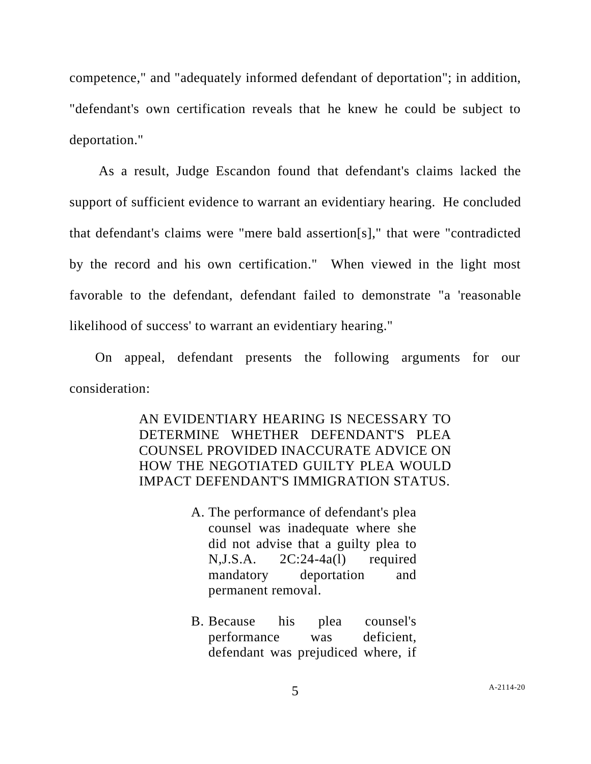competence," and "adequately informed defendant of deportation"; in addition, "defendant's own certification reveals that he knew he could be subject to deportation."

As a result, Judge Escandon found that defendant's claims lacked the support of sufficient evidence to warrant an evidentiary hearing. He concluded that defendant's claims were "mere bald assertion[s]," that were "contradicted by the record and his own certification." When viewed in the light most favorable to the defendant, defendant failed to demonstrate "a 'reasonable likelihood of success' to warrant an evidentiary hearing."

On appeal, defendant presents the following arguments for our consideration:

> AN EVIDENTIARY HEARING IS NECESSARY TO DETERMINE WHETHER DEFENDANT'S PLEA COUNSEL PROVIDED INACCURATE ADVICE ON HOW THE NEGOTIATED GUILTY PLEA WOULD IMPACT DEFENDANT'S IMMIGRATION STATUS.
>
> A. The performance of defendant's plea counsel was inadequate where she did not advise that a guilty plea to N,J.S.A. 2C:24-4a(l) required mandatory deportation and permanent removal.
>
> B. Because his plea counsel's performance was deficient, defendant was prejudiced where, if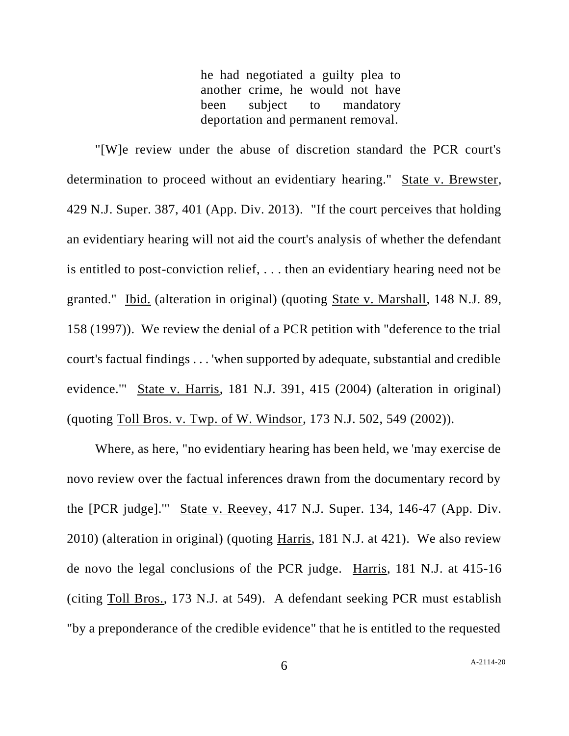> he had negotiated a guilty plea to another crime, he would not have been subject to mandatory deportation and permanent removal.

"[W]e review under the abuse of discretion standard the PCR court's determination to proceed without an evidentiary hearing." State v. Brewster, 429 N.J. Super. 387, 401 (App. Div. 2013). "If the court perceives that holding an evidentiary hearing will not aid the court's analysis of whether the defendant is entitled to post-conviction relief, . . . then an evidentiary hearing need not be granted." Ibid. (alteration in original) (quoting State v. Marshall, 148 N.J. 89, 158 (1997)). We review the denial of a PCR petition with "deference to the trial court's factual findings . . . 'when supported by adequate, substantial and credible evidence.'" State v. Harris, 181 N.J. 391, 415 (2004) (alteration in original) (quoting Toll Bros. v. Twp. of W. Windsor, 173 N.J. 502, 549 (2002)).

Where, as here, "no evidentiary hearing has been held, we 'may exercise de novo review over the factual inferences drawn from the documentary record by the [PCR judge].'" State v. Reevey, 417 N.J. Super. 134, 146-47 (App. Div. 2010) (alteration in original) (quoting Harris, 181 N.J. at 421). We also review de novo the legal conclusions of the PCR judge. Harris, 181 N.J. at 415-16 (citing Toll Bros., 173 N.J. at 549). A defendant seeking PCR must establish "by a preponderance of the credible evidence" that he is entitled to the requested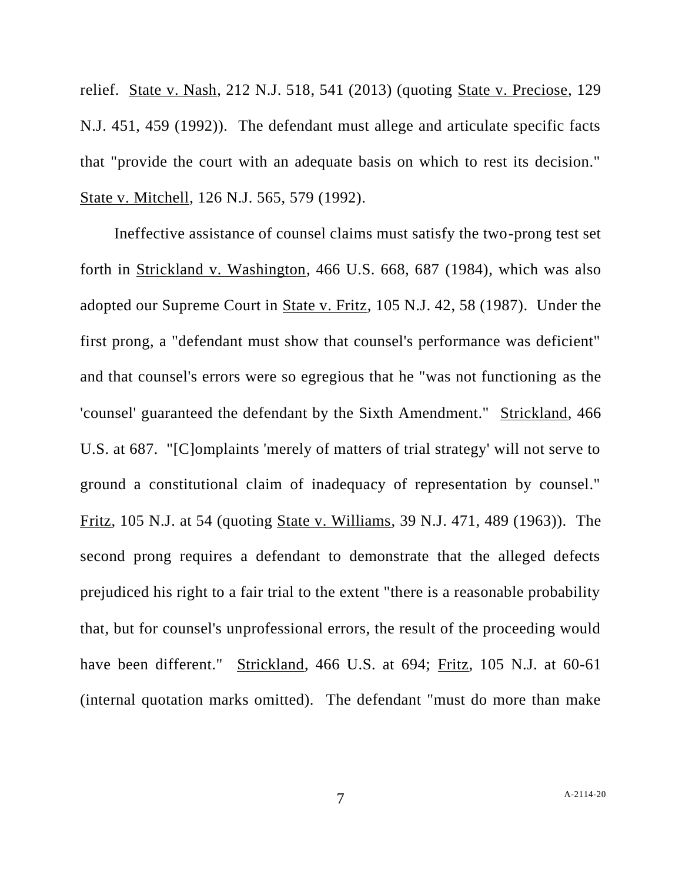relief. State v. Nash, 212 N.J. 518, 541 (2013) (quoting State v. Preciose, 129 N.J. 451, 459 (1992)). The defendant must allege and articulate specific facts that "provide the court with an adequate basis on which to rest its decision." State v. Mitchell, 126 N.J. 565, 579 (1992).

Ineffective assistance of counsel claims must satisfy the two-prong test set forth in Strickland v. Washington, 466 U.S. 668, 687 (1984), which was also adopted our Supreme Court in State v. Fritz, 105 N.J. 42, 58 (1987). Under the first prong, a "defendant must show that counsel's performance was deficient" and that counsel's errors were so egregious that he "was not functioning as the 'counsel' guaranteed the defendant by the Sixth Amendment." Strickland, 466 U.S. at 687. "[C]omplaints 'merely of matters of trial strategy' will not serve to ground a constitutional claim of inadequacy of representation by counsel." Fritz, 105 N.J. at 54 (quoting State v. Williams, 39 N.J. 471, 489 (1963)). The second prong requires a defendant to demonstrate that the alleged defects prejudiced his right to a fair trial to the extent "there is a reasonable probability that, but for counsel's unprofessional errors, the result of the proceeding would have been different." Strickland, 466 U.S. at 694; Fritz, 105 N.J. at 60-61 (internal quotation marks omitted). The defendant "must do more than make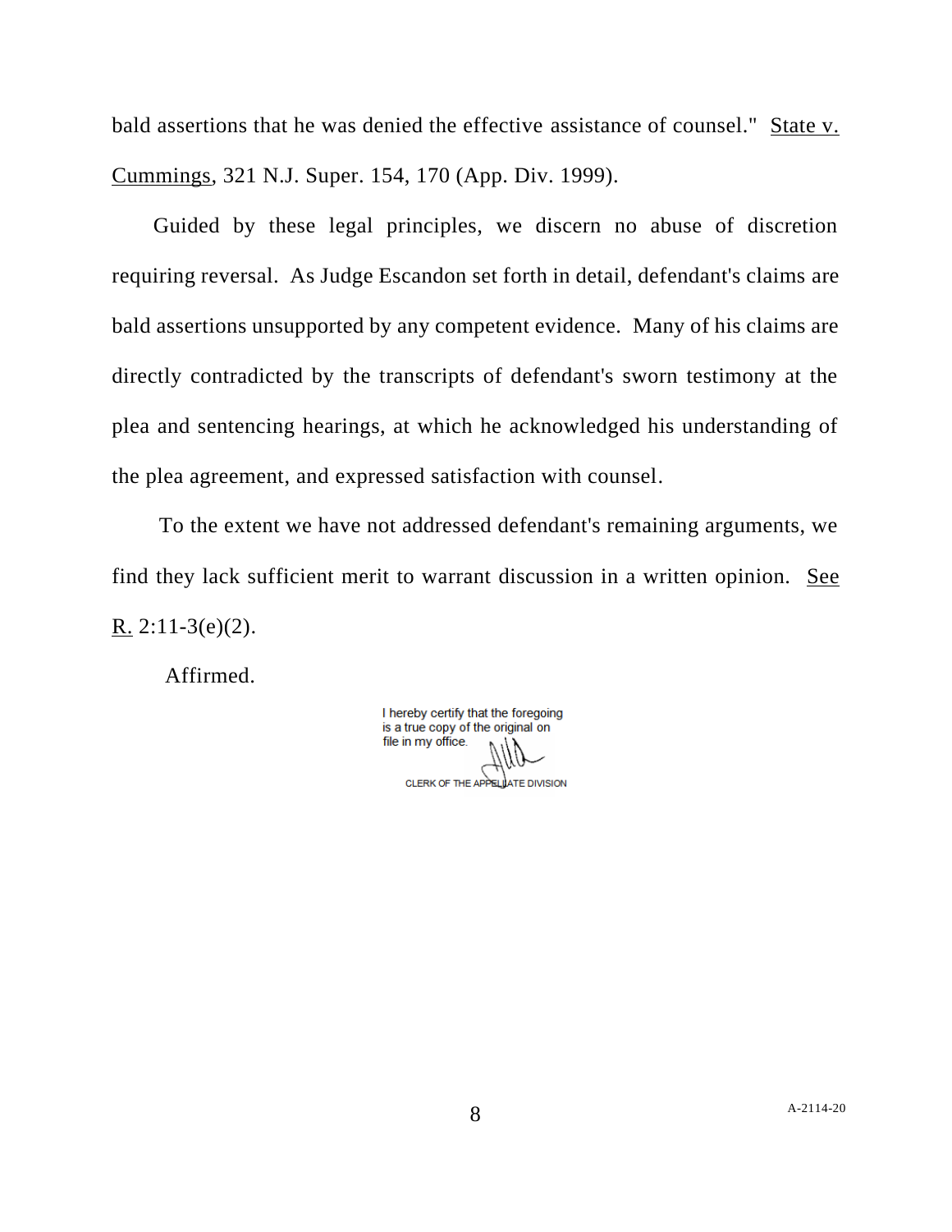bald assertions that he was denied the effective assistance of counsel." State v. Cummings, 321 N.J. Super. 154, 170 (App. Div. 1999).

Guided by these legal principles, we discern no abuse of discretion requiring reversal. As Judge Escandon set forth in detail, defendant's claims are bald assertions unsupported by any competent evidence. Many of his claims are directly contradicted by the transcripts of defendant's sworn testimony at the plea and sentencing hearings, at which he acknowledged his understanding of the plea agreement, and expressed satisfaction with counsel.

To the extent we have not addressed defendant's remaining arguments, we find they lack sufficient merit to warrant discussion in a written opinion. See R. 2:11-3(e)(2).

Affirmed.

I hereby certify that the foregoing is a true copy of the original on file in my office.

CLERK OF THE APPELLATE DIVISION